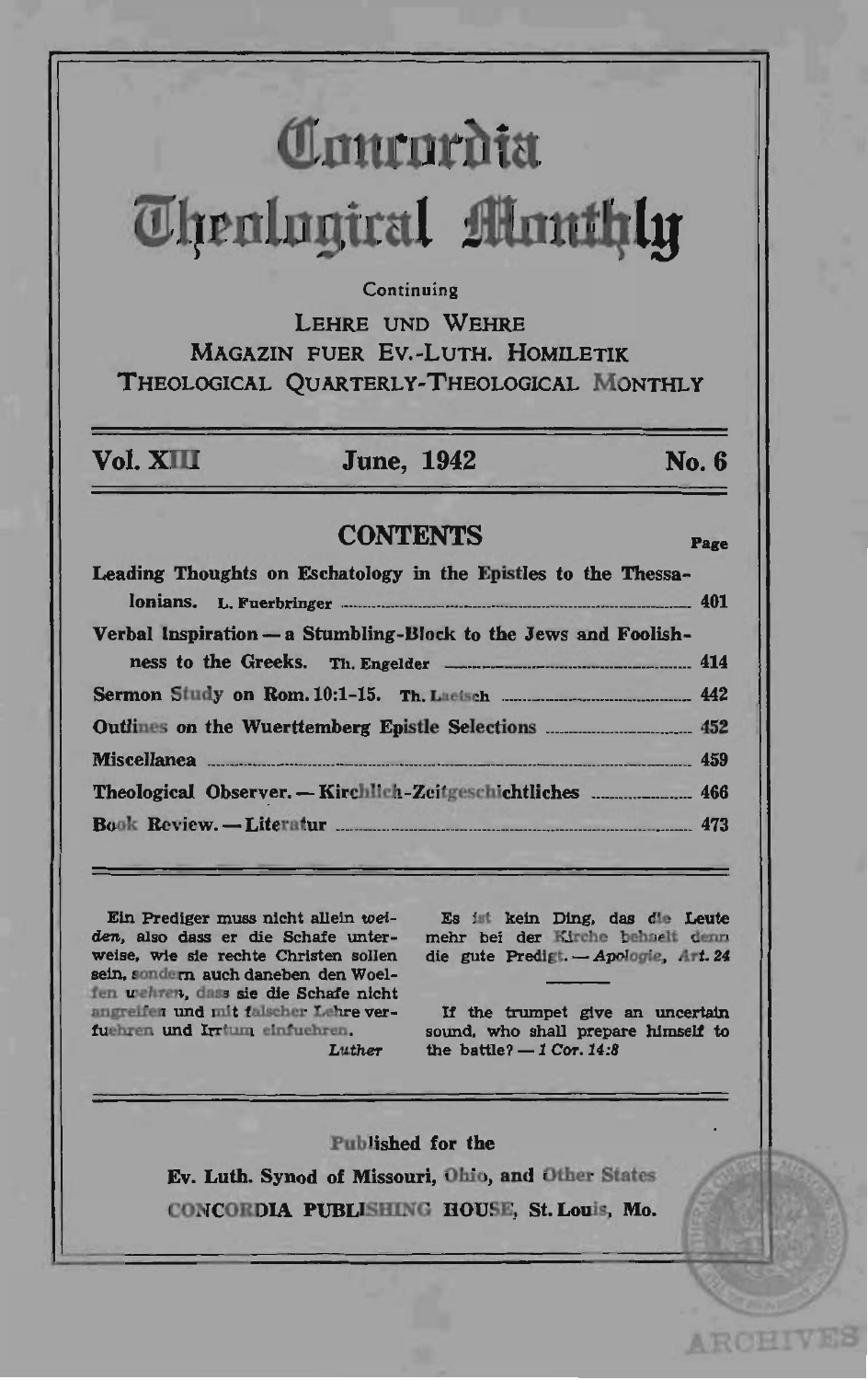# Concordia Theological Monthly

Continuing

LEHRE UND WEHRE
MAGAZIN FUER EV.-LUTH. HOMILETIK
THEOLOGICAL QUARTERLY-THEOLOGICAL MONTHLY

**Vol. XIII** **June, 1942** **No. 6**

## CONTENTS

| | Page |
|---|---|
| Leading Thoughts on Eschatology in the Epistles to the Thessalonians. L. Fuerbringer | 401 |
| Verbal Inspiration — a Stumbling-Block to the Jews and Foolishness to the Greeks. Th. Engelder | 414 |
| Sermon Study on Rom. 10:1-15. Th. Laetsch | 442 |
| Outlines on the Wuerttemberg Epistle Selections | 452 |
| Miscellanea | 459 |
| Theological Observer. — Kirchlich-Zeitgeschichtliches | 466 |
| Book Review. — Literatur | 473 |

Ein Prediger muss nicht allein *weiden*, also dass er die Schafe unterweise, wie sie rechte Christen sollen sein, sondern auch daneben den Woelfen *wehren*, dass sie die Schafe nicht angreifen und mit falscher Lehre verfuehren und Irrtum einfuehren.
*Luther*

Es ist kein Ding, das die Leute mehr bei der Kirche behaelt denn die gute Predigt. — *Apologie, Art. 24*

If the trumpet give an uncertain sound, who shall prepare himself to the battle? — *1 Cor. 14:8*

Published for the
Ev. Luth. Synod of Missouri, Ohio, and Other States
CONCORDIA PUBLISHING HOUSE, St. Louis, Mo.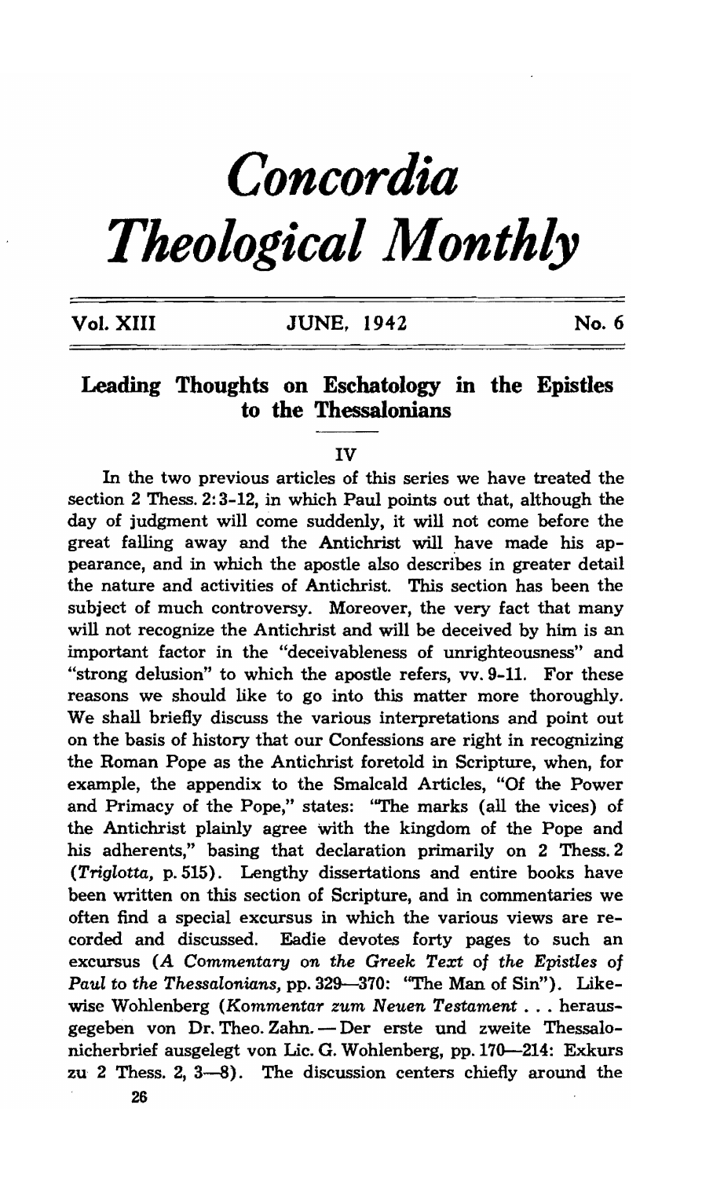# Concordia Theological Monthly

Vol. XIII JUNE, 1942 No. 6

## Leading Thoughts on Eschatology in the Epistles to the Thessalonians

IV

In the two previous articles of this series we have treated the section 2 Thess. 2:3-12, in which Paul points out that, although the day of judgment will come suddenly, it will not come before the great falling away and the Antichrist will have made his appearance, and in which the apostle also describes in greater detail the nature and activities of Antichrist. This section has been the subject of much controversy. Moreover, the very fact that many will not recognize the Antichrist and will be deceived by him is an important factor in the "deceivableness of unrighteousness" and "strong delusion" to which the apostle refers, vv. 9-11. For these reasons we should like to go into this matter more thoroughly. We shall briefly discuss the various interpretations and point out on the basis of history that our Confessions are right in recognizing the Roman Pope as the Antichrist foretold in Scripture, when, for example, the appendix to the Smalcald Articles, "Of the Power and Primacy of the Pope," states: "The marks (all the vices) of the Antichrist plainly agree with the kingdom of the Pope and his adherents," basing that declaration primarily on 2 Thess. 2 (*Triglotta*, p. 515). Lengthy dissertations and entire books have been written on this section of Scripture, and in commentaries we often find a special excursus in which the various views are recorded and discussed. Eadie devotes forty pages to such an excursus (*A Commentary on the Greek Text of the Epistles of Paul to the Thessalonians*, pp. 329—370: "The Man of Sin"). Likewise Wohlenberg (*Kommentar zum Neuen Testament* . . . herausgegeben von Dr. Theo. Zahn. — Der erste und zweite Thessalonicherbrief ausgelegt von Lic. G. Wohlenberg, pp. 170—214: Exkurs zu 2 Thess. 2, 3—8). The discussion centers chiefly around the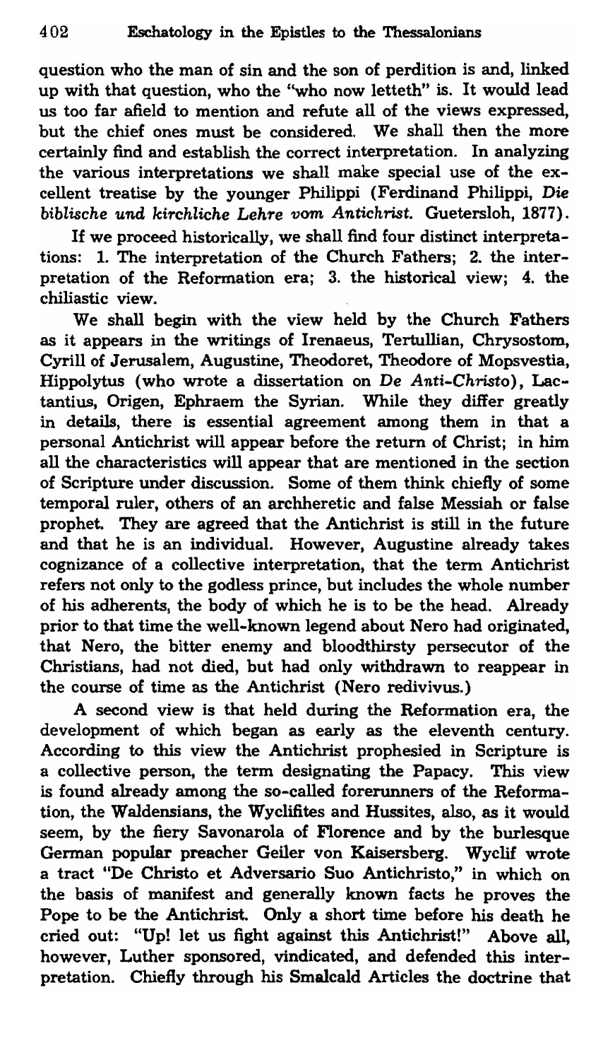question who the man of sin and the son of perdition is and, linked up with that question, who the "who now letteth" is. It would lead us too far afield to mention and refute all of the views expressed, but the chief ones must be considered. We shall then the more certainly find and establish the correct interpretation. In analyzing the various interpretations we shall make special use of the excellent treatise by the younger Philippi (Ferdinand Philippi, *Die biblische und kirchliche Lehre vom Antichrist.* Guetersloh, 1877).

If we proceed historically, we shall find four distinct interpretations: 1. The interpretation of the Church Fathers; 2. the interpretation of the Reformation era; 3. the historical view; 4. the chiliastic view.

We shall begin with the view held by the Church Fathers as it appears in the writings of Irenaeus, Tertullian, Chrysostom, Cyrill of Jerusalem, Augustine, Theodoret, Theodore of Mopsvestia, Hippolytus (who wrote a dissertation on *De Anti-Christo*), Lactantius, Origen, Ephraem the Syrian. While they differ greatly in details, there is essential agreement among them in that a personal Antichrist will appear before the return of Christ; in him all the characteristics will appear that are mentioned in the section of Scripture under discussion. Some of them think chiefly of some temporal ruler, others of an archheretic and false Messiah or false prophet. They are agreed that the Antichrist is still in the future and that he is an individual. However, Augustine already takes cognizance of a collective interpretation, that the term Antichrist refers not only to the godless prince, but includes the whole number of his adherents, the body of which he is to be the head. Already prior to that time the well-known legend about Nero had originated, that Nero, the bitter enemy and bloodthirsty persecutor of the Christians, had not died, but had only withdrawn to reappear in the course of time as the Antichrist (Nero redivivus.)

A second view is that held during the Reformation era, the development of which began as early as the eleventh century. According to this view the Antichrist prophesied in Scripture is a collective person, the term designating the Papacy. This view is found already among the so-called forerunners of the Reformation, the Waldensians, the Wyclifites and Hussites, also, as it would seem, by the fiery Savonarola of Florence and by the burlesque German popular preacher Geiler von Kaisersberg. Wyclif wrote a tract "De Christo et Adversario Suo Antichristo," in which on the basis of manifest and generally known facts he proves the Pope to be the Antichrist. Only a short time before his death he cried out: "Up! let us fight against this Antichrist!" Above all, however, Luther sponsored, vindicated, and defended this interpretation. Chiefly through his Smalcald Articles the doctrine that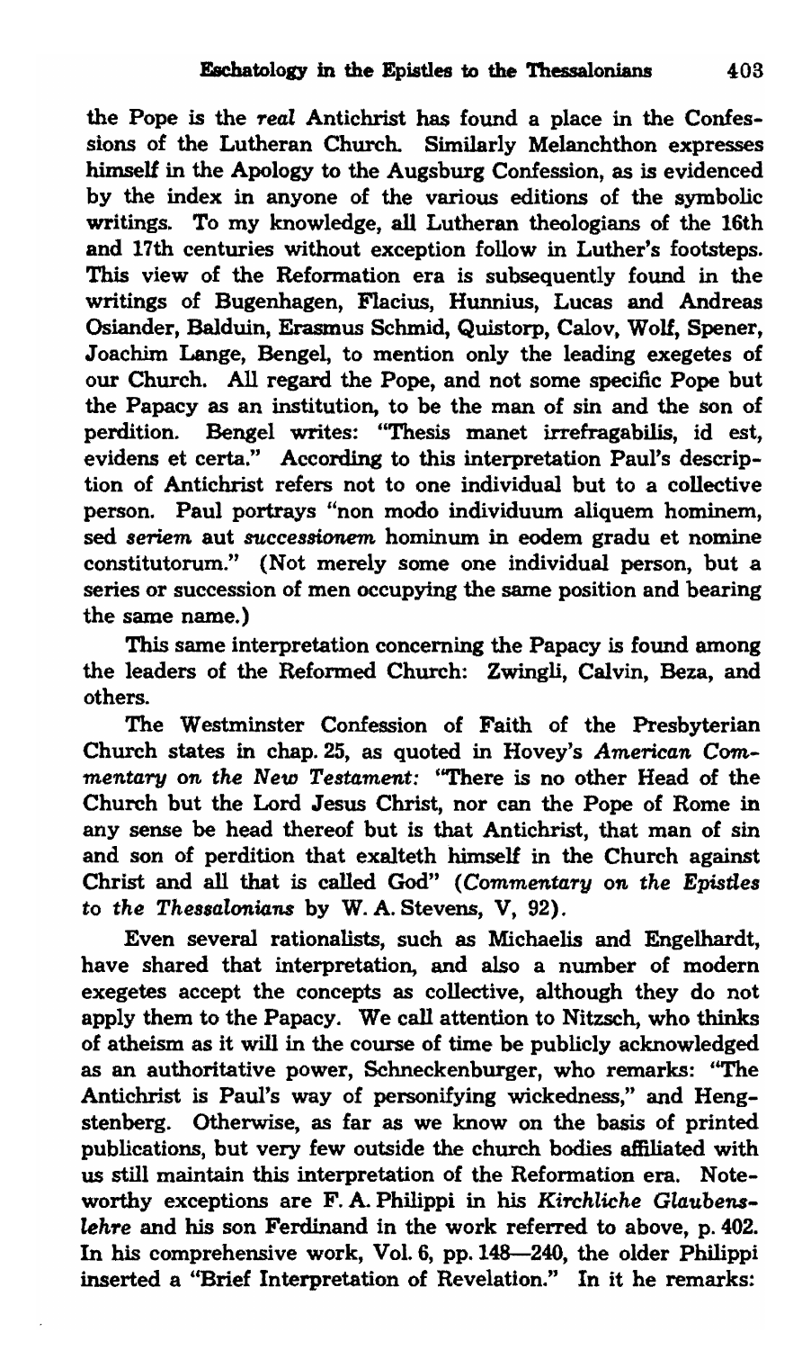the Pope is the *real* Antichrist has found a place in the Confessions of the Lutheran Church. Similarly Melanchthon expresses himself in the Apology to the Augsburg Confession, as is evidenced by the index in anyone of the various editions of the symbolic writings. To my knowledge, all Lutheran theologians of the 16th and 17th centuries without exception follow in Luther's footsteps. This view of the Reformation era is subsequently found in the writings of Bugenhagen, Flacius, Hunnius, Lucas and Andreas Osiander, Balduin, Erasmus Schmid, Quistorp, Calov, Wolf, Spener, Joachim Lange, Bengel, to mention only the leading exegetes of our Church. All regard the Pope, and not some specific Pope but the Papacy as an institution, to be the man of sin and the son of perdition. Bengel writes: "Thesis manet irrefragabilis, id est, evidens et certa." According to this interpretation Paul's description of Antichrist refers not to one individual but to a collective person. Paul portrays "non modo individuum aliquem hominem, sed *seriem* aut *successionem* hominum in eodem gradu et nomine constitutorum." (Not merely some one individual person, but a series or succession of men occupying the same position and bearing the same name.)

This same interpretation concerning the Papacy is found among the leaders of the Reformed Church: Zwingli, Calvin, Beza, and others.

The Westminster Confession of Faith of the Presbyterian Church states in chap. 25, as quoted in Hovey's *American Commentary on the New Testament:* "There is no other Head of the Church but the Lord Jesus Christ, nor can the Pope of Rome in any sense be head thereof but is that Antichrist, that man of sin and son of perdition that exalteth himself in the Church against Christ and all that is called God" (*Commentary on the Epistles to the Thessalonians* by W. A. Stevens, V, 92).

Even several rationalists, such as Michaelis and Engelhardt, have shared that interpretation, and also a number of modern exegetes accept the concepts as collective, although they do not apply them to the Papacy. We call attention to Nitzsch, who thinks of atheism as it will in the course of time be publicly acknowledged as an authoritative power, Schneckenburger, who remarks: "The Antichrist is Paul's way of personifying wickedness," and Hengstenberg. Otherwise, as far as we know on the basis of printed publications, but very few outside the church bodies affiliated with us still maintain this interpretation of the Reformation era. Noteworthy exceptions are F. A. Philippi in his *Kirchliche Glaubenslehre* and his son Ferdinand in the work referred to above, p. 402. In his comprehensive work, Vol. 6, pp. 148—240, the older Philippi inserted a "Brief Interpretation of Revelation." In it he remarks: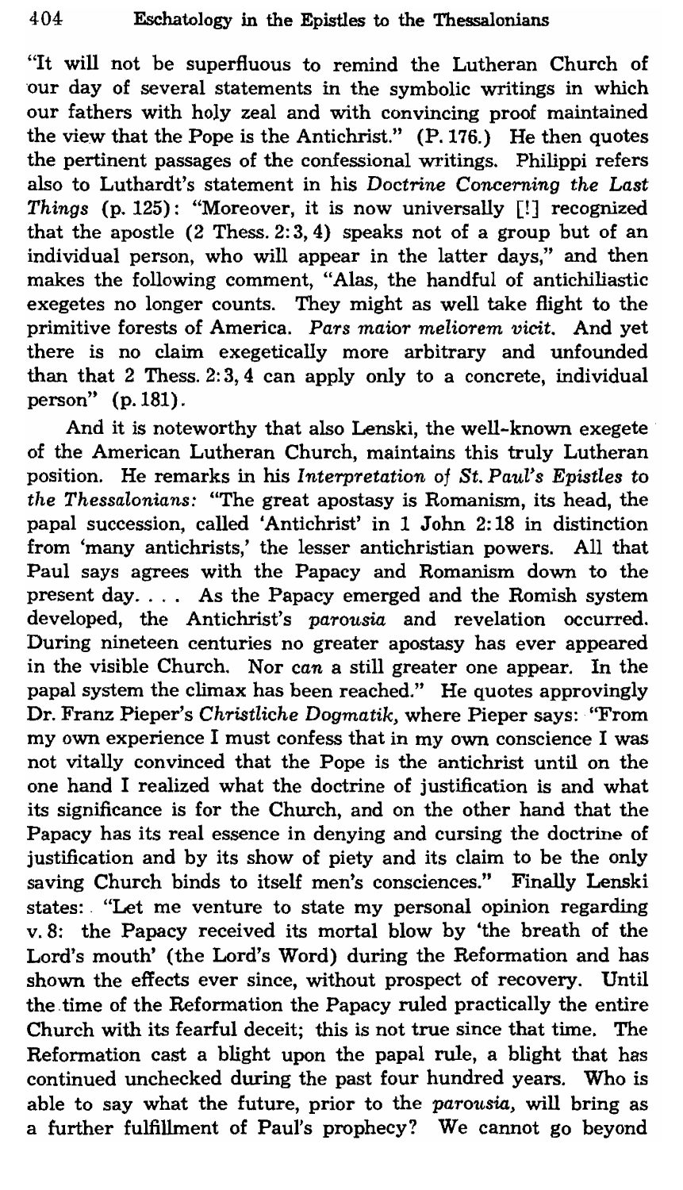"It will not be superfluous to remind the Lutheran Church of our day of several statements in the symbolic writings in which our fathers with holy zeal and with convincing proof maintained the view that the Pope is the Antichrist." (P. 176.) He then quotes the pertinent passages of the confessional writings. Philippi refers also to Luthardt's statement in his *Doctrine Concerning the Last Things* (p. 125): "Moreover, it is now universally [!] recognized that the apostle (2 Thess. 2:3, 4) speaks not of a group but of an individual person, who will appear in the latter days," and then makes the following comment, "Alas, the handful of antichiliastic exegetes no longer counts. They might as well take flight to the primitive forests of America. *Pars maior meliorem vicit.* And yet there is no claim exegetically more arbitrary and unfounded than that 2 Thess. 2:3, 4 can apply only to a concrete, individual person" (p. 181).

And it is noteworthy that also Lenski, the well-known exegete of the American Lutheran Church, maintains this truly Lutheran position. He remarks in his *Interpretation of St. Paul's Epistles to the Thessalonians:* "The great apostasy is Romanism, its head, the papal succession, called 'Antichrist' in 1 John 2:18 in distinction from 'many antichrists,' the lesser antichristian powers. All that Paul says agrees with the Papacy and Romanism down to the present day. . . . As the Papacy emerged and the Romish system developed, the Antichrist's *parousia* and revelation occurred. During nineteen centuries no greater apostasy has ever appeared in the visible Church. Nor *can* a still greater one appear. In the papal system the climax has been reached." He quotes approvingly Dr. Franz Pieper's *Christliche Dogmatik,* where Pieper says: "From my own experience I must confess that in my own conscience I was not vitally convinced that the Pope is the antichrist until on the one hand I realized what the doctrine of justification is and what its significance is for the Church, and on the other hand that the Papacy has its real essence in denying and cursing the doctrine of justification and by its show of piety and its claim to be the only saving Church binds to itself men's consciences." Finally Lenski states: "Let me venture to state my personal opinion regarding v. 8: the Papacy received its mortal blow by 'the breath of the Lord's mouth' (the Lord's Word) during the Reformation and has shown the effects ever since, without prospect of recovery. Until the time of the Reformation the Papacy ruled practically the entire Church with its fearful deceit; this is not true since that time. The Reformation cast a blight upon the papal rule, a blight that has continued unchecked during the past four hundred years. Who is able to say what the future, prior to the *parousia,* will bring as a further fulfillment of Paul's prophecy? We cannot go beyond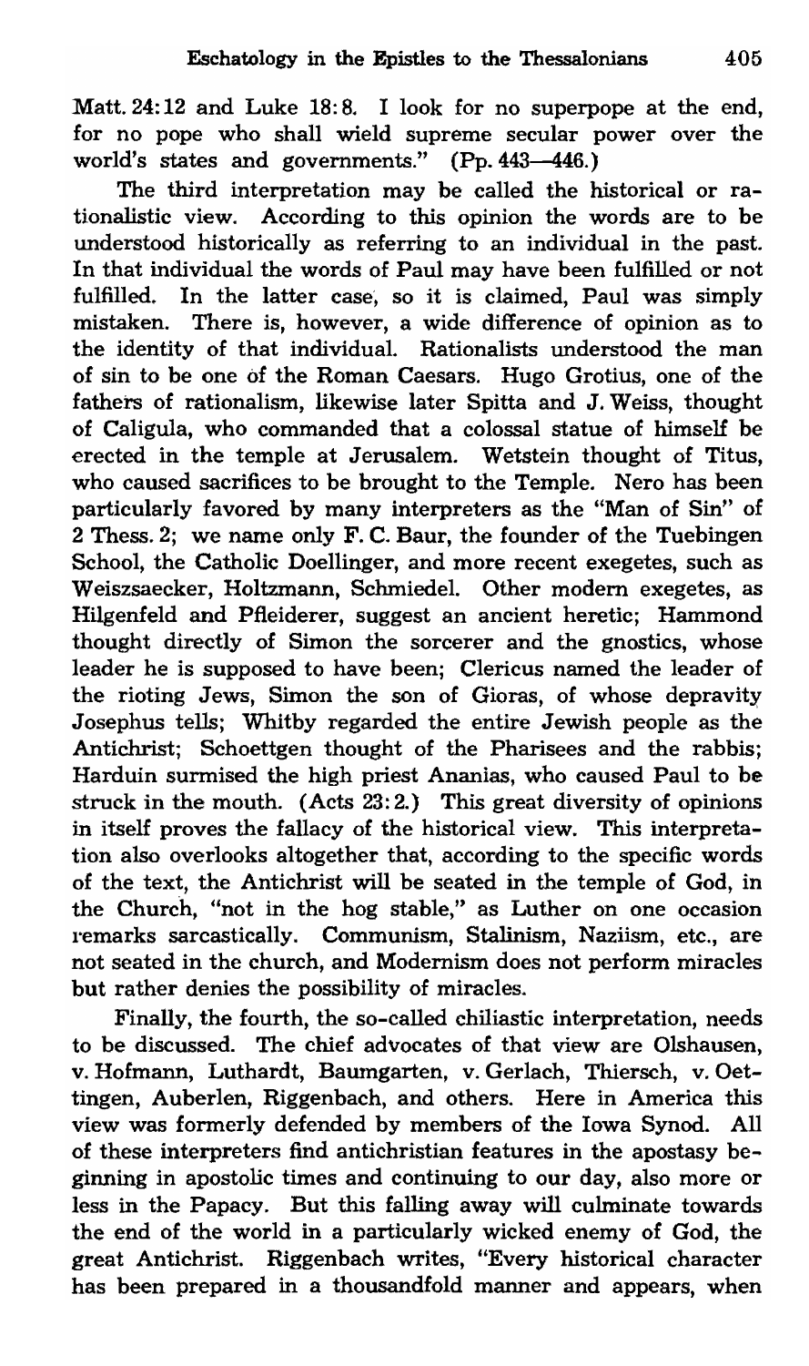Matt. 24:12 and Luke 18:8. I look for no superpope at the end, for no pope who shall wield supreme secular power over the world's states and governments." (Pp. 443—446.)

The third interpretation may be called the historical or rationalistic view. According to this opinion the words are to be understood historically as referring to an individual in the past. In that individual the words of Paul may have been fulfilled or not fulfilled. In the latter case, so it is claimed, Paul was simply mistaken. There is, however, a wide difference of opinion as to the identity of that individual. Rationalists understood the man of sin to be one of the Roman Caesars. Hugo Grotius, one of the fathers of rationalism, likewise later Spitta and J. Weiss, thought of Caligula, who commanded that a colossal statue of himself be erected in the temple at Jerusalem. Wetstein thought of Titus, who caused sacrifices to be brought to the Temple. Nero has been particularly favored by many interpreters as the "Man of Sin" of 2 Thess. 2; we name only F. C. Baur, the founder of the Tuebingen School, the Catholic Doellinger, and more recent exegetes, such as Weiszsaecker, Holtzmann, Schmiedel. Other modern exegetes, as Hilgenfeld and Pfleiderer, suggest an ancient heretic; Hammond thought directly of Simon the sorcerer and the gnostics, whose leader he is supposed to have been; Clericus named the leader of the rioting Jews, Simon the son of Gioras, of whose depravity Josephus tells; Whitby regarded the entire Jewish people as the Antichrist; Schoettgen thought of the Pharisees and the rabbis; Harduin surmised the high priest Ananias, who caused Paul to be struck in the mouth. (Acts 23:2.) This great diversity of opinions in itself proves the fallacy of the historical view. This interpretation also overlooks altogether that, according to the specific words of the text, the Antichrist will be seated in the temple of God, in the Church, "not in the hog stable," as Luther on one occasion remarks sarcastically. Communism, Stalinism, Naziism, etc., are not seated in the church, and Modernism does not perform miracles but rather denies the possibility of miracles.

Finally, the fourth, the so-called chiliastic interpretation, needs to be discussed. The chief advocates of that view are Olshausen, v. Hofmann, Luthardt, Baumgarten, v. Gerlach, Thiersch, v. Oettingen, Auberlen, Riggenbach, and others. Here in America this view was formerly defended by members of the Iowa Synod. All of these interpreters find antichristian features in the apostasy beginning in apostolic times and continuing to our day, also more or less in the Papacy. But this falling away will culminate towards the end of the world in a particularly wicked enemy of God, the great Antichrist. Riggenbach writes, "Every historical character has been prepared in a thousandfold manner and appears, when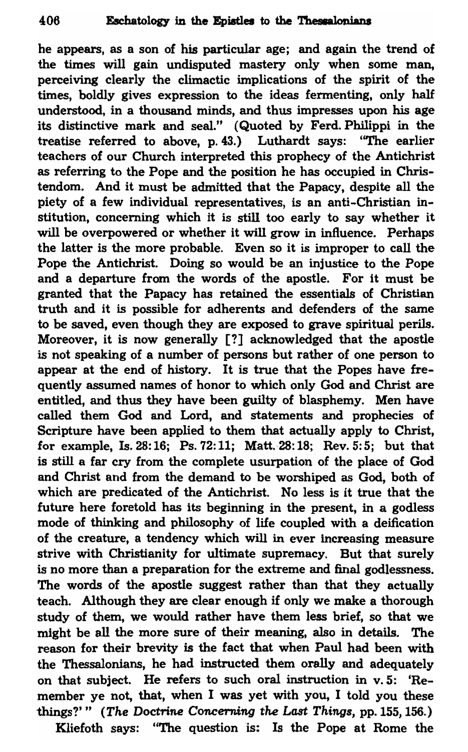he appears, as a son of his particular age; and again the trend of the times will gain undisputed mastery only when some man, perceiving clearly the climactic implications of the spirit of the times, boldly gives expression to the ideas fermenting, only half understood, in a thousand minds, and thus impresses upon his age its distinctive mark and seal." (Quoted by Ferd. Philippi in the treatise referred to above, p. 43.) Luthardt says: "The earlier teachers of our Church interpreted this prophecy of the Antichrist as referring to the Pope and the position he has occupied in Christendom. And it must be admitted that the Papacy, despite all the piety of a few individual representatives, is an anti-Christian institution, concerning which it is still too early to say whether it will be overpowered or whether it will grow in influence. Perhaps the latter is the more probable. Even so it is improper to call the Pope the Antichrist. Doing so would be an injustice to the Pope and a departure from the words of the apostle. For it must be granted that the Papacy has retained the essentials of Christian truth and it is possible for adherents and defenders of the same to be saved, even though they are exposed to grave spiritual perils. Moreover, it is now generally [?] acknowledged that the apostle is not speaking of a number of persons but rather of one person to appear at the end of history. It is true that the Popes have frequently assumed names of honor to which only God and Christ are entitled, and thus they have been guilty of blasphemy. Men have called them God and Lord, and statements and prophecies of Scripture have been applied to them that actually apply to Christ, for example, Is. 28:16; Ps. 72:11; Matt. 28:18; Rev. 5:5; but that is still a far cry from the complete usurpation of the place of God and Christ and from the demand to be worshiped as God, both of which are predicated of the Antichrist. No less is it true that the future here foretold has its beginning in the present, in a godless mode of thinking and philosophy of life coupled with a deification of the creature, a tendency which will in ever increasing measure strive with Christianity for ultimate supremacy. But that surely is no more than a preparation for the extreme and final godlessness. The words of the apostle suggest rather than that they actually teach. Although they are clear enough if only we make a thorough study of them, we would rather have them less brief, so that we might be all the more sure of their meaning, also in details. The reason for their brevity is the fact that when Paul had been with the Thessalonians, he had instructed them orally and adequately on that subject. He refers to such oral instruction in v. 5: 'Remember ye not, that, when I was yet with you, I told you these things?'" (*The Doctrine Concerning the Last Things*, pp. 155, 156.)

Kliefoth says: "The question is: Is the Pope at Rome the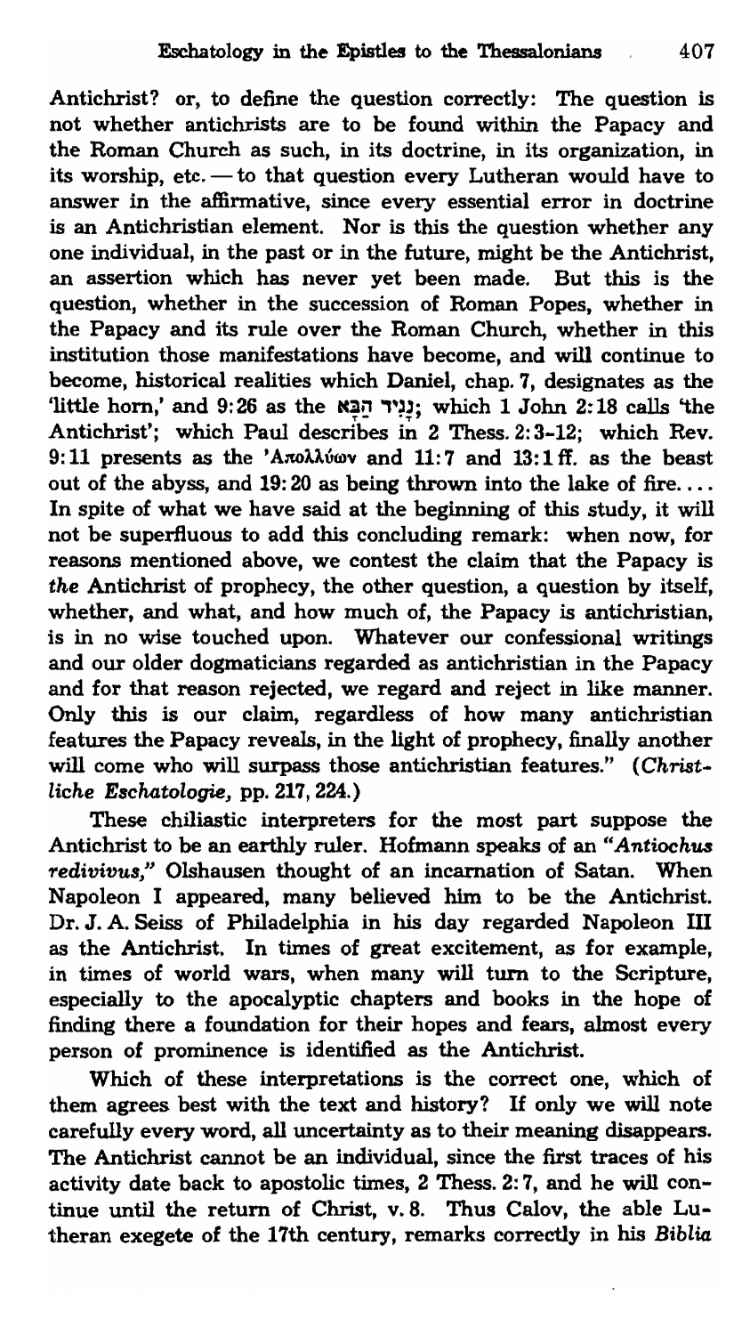Antichrist? or, to define the question correctly: The question is not whether antichrists are to be found within the Papacy and the Roman Church as such, in its doctrine, in its organization, in its worship, etc. — to that question every Lutheran would have to answer in the affirmative, since every essential error in doctrine is an Antichristian element. Nor is this the question whether any one individual, in the past or in the future, might be the Antichrist, an assertion which has never yet been made. But this is the question, whether in the succession of Roman Popes, whether in the Papacy and its rule over the Roman Church, whether in this institution those manifestations have become, and will continue to become, historical realities which Daniel, chap. 7, designates as the 'little horn,' and 9:26 as the נָגִיד הַבָּא; which 1 John 2:18 calls 'the Antichrist'; which Paul describes in 2 Thess. 2:3-12; which Rev. 9:11 presents as the 'Απολλύων and 11:7 and 13:1 ff. as the beast out of the abyss, and 19:20 as being thrown into the lake of fire.... In spite of what we have said at the beginning of this study, it will not be superfluous to add this concluding remark: when now, for reasons mentioned above, we contest the claim that the Papacy is *the* Antichrist of prophecy, the other question, a question by itself, whether, and what, and how much of, the Papacy is antichristian, is in no wise touched upon. Whatever our confessional writings and our older dogmaticians regarded as antichristian in the Papacy and for that reason rejected, we regard and reject in like manner. Only this is our claim, regardless of how many antichristian features the Papacy reveals, in the light of prophecy, finally another will come who will surpass those antichristian features." (*Christliche Eschatologie*, pp. 217, 224.)

These chiliastic interpreters for the most part suppose the Antichrist to be an earthly ruler. Hofmann speaks of an "*Antiochus redivivus,*" Olshausen thought of an incarnation of Satan. When Napoleon I appeared, many believed him to be the Antichrist. Dr. J. A. Seiss of Philadelphia in his day regarded Napoleon III as the Antichrist. In times of great excitement, as for example, in times of world wars, when many will turn to the Scripture, especially to the apocalyptic chapters and books in the hope of finding there a foundation for their hopes and fears, almost every person of prominence is identified as the Antichrist.

Which of these interpretations is the correct one, which of them agrees best with the text and history? If only we will note carefully every word, all uncertainty as to their meaning disappears. The Antichrist cannot be an individual, since the first traces of his activity date back to apostolic times, 2 Thess. 2:7, and he will continue until the return of Christ, v. 8. Thus Calov, the able Lutheran exegete of the 17th century, remarks correctly in his *Biblia*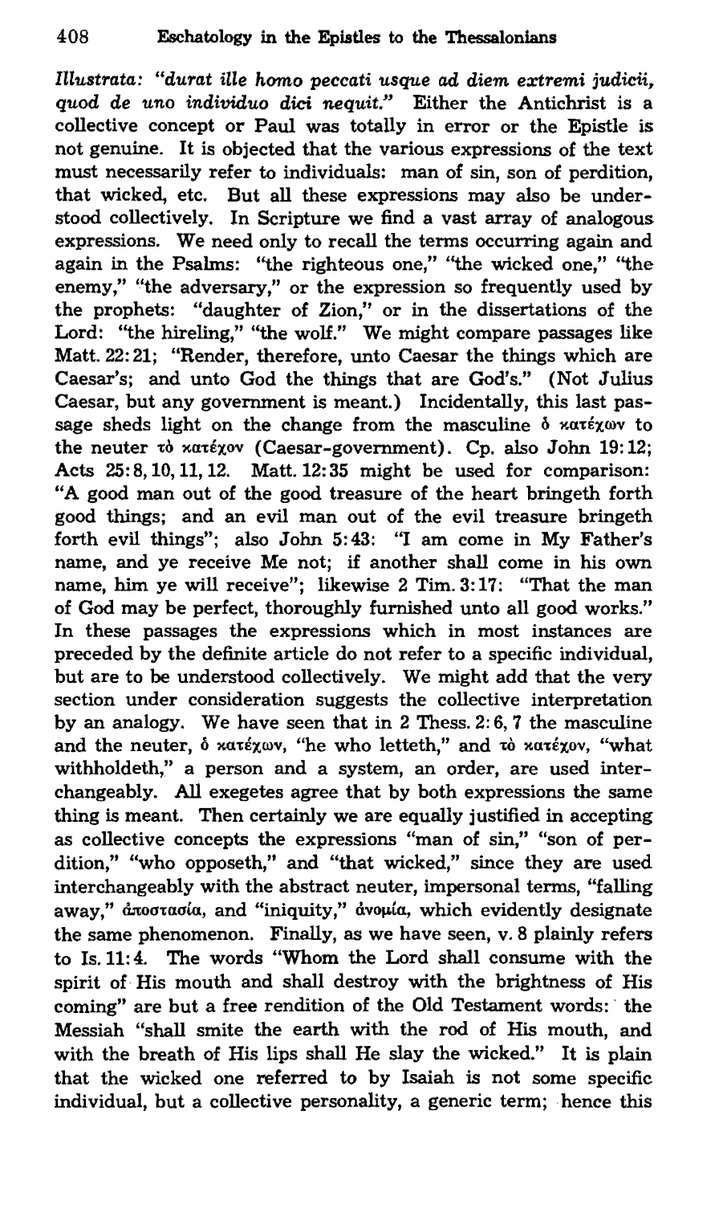*Illustrata: "durat ille homo peccati usque ad diem extremi judicii, quod de uno individuo dici nequit."* Either the Antichrist is a collective concept or Paul was totally in error or the Epistle is not genuine. It is objected that the various expressions of the text must necessarily refer to individuals: man of sin, son of perdition, that wicked, etc. But all these expressions may also be understood collectively. In Scripture we find a vast array of analogous expressions. We need only to recall the terms occurring again and again in the Psalms: "the righteous one," "the wicked one," "the enemy," "the adversary," or the expression so frequently used by the prophets: "daughter of Zion," or in the dissertations of the Lord: "the hireling," "the wolf." We might compare passages like Matt. 22:21; "Render, therefore, unto Caesar the things which are Caesar's; and unto God the things that are God's." (Not Julius Caesar, but any government is meant.) Incidentally, this last passage sheds light on the change from the masculine ὁ κατέχων to the neuter τὸ κατέχον (Caesar-government). Cp. also John 19:12; Acts 25:8, 10, 11, 12. Matt. 12:35 might be used for comparison: "A good man out of the good treasure of the heart bringeth forth good things; and an evil man out of the evil treasure bringeth forth evil things"; also John 5:43: "I am come in My Father's name, and ye receive Me not; if another shall come in his own name, him ye will receive"; likewise 2 Tim. 3:17: "That the man of God may be perfect, thoroughly furnished unto all good works." In these passages the expressions which in most instances are preceded by the definite article do not refer to a specific individual, but are to be understood collectively. We might add that the very section under consideration suggests the collective interpretation by an analogy. We have seen that in 2 Thess. 2:6, 7 the masculine and the neuter, ὁ κατέχων, "he who letteth," and τὸ κατέχον, "what withholdeth," a person and a system, an order, are used interchangeably. All exegetes agree that by both expressions the same thing is meant. Then certainly we are equally justified in accepting as collective concepts the expressions "man of sin," "son of perdition," "who opposeth," and "that wicked," since they are used interchangeably with the abstract neuter, impersonal terms, "falling away," ἀποστασία, and "iniquity," ἀνομία, which evidently designate the same phenomenon. Finally, as we have seen, v. 8 plainly refers to Is. 11:4. The words "Whom the Lord shall consume with the spirit of His mouth and shall destroy with the brightness of His coming" are but a free rendition of the Old Testament words: the Messiah "shall smite the earth with the rod of His mouth, and with the breath of His lips shall He slay the wicked." It is plain that the wicked one referred to by Isaiah is not some specific individual, but a collective personality, a generic term; hence this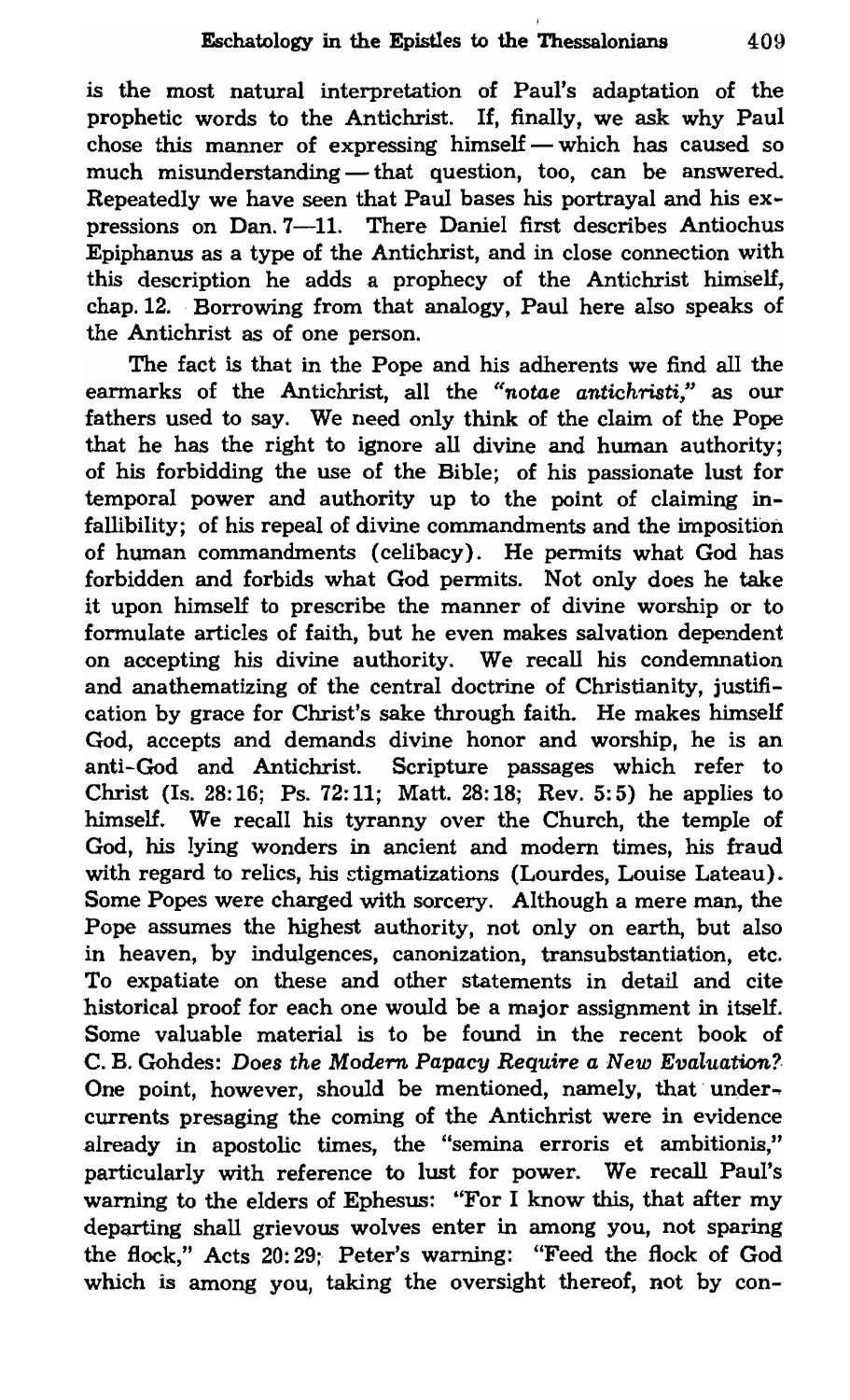is the most natural interpretation of Paul's adaptation of the prophetic words to the Antichrist. If, finally, we ask why Paul chose this manner of expressing himself — which has caused so much misunderstanding — that question, too, can be answered. Repeatedly we have seen that Paul bases his portrayal and his expressions on Dan. 7—11. There Daniel first describes Antiochus Epiphanus as a type of the Antichrist, and in close connection with this description he adds a prophecy of the Antichrist himself, chap. 12. Borrowing from that analogy, Paul here also speaks of the Antichrist as of one person.

The fact is that in the Pope and his adherents we find all the earmarks of the Antichrist, all the *"notae antichristi,"* as our fathers used to say. We need only think of the claim of the Pope that he has the right to ignore all divine and human authority; of his forbidding the use of the Bible; of his passionate lust for temporal power and authority up to the point of claiming infallibility; of his repeal of divine commandments and the imposition of human commandments (celibacy). He permits what God has forbidden and forbids what God permits. Not only does he take it upon himself to prescribe the manner of divine worship or to formulate articles of faith, but he even makes salvation dependent on accepting his divine authority. We recall his condemnation and anathematizing of the central doctrine of Christianity, justification by grace for Christ's sake through faith. He makes himself God, accepts and demands divine honor and worship, he is an anti-God and Antichrist. Scripture passages which refer to Christ (Is. 28:16; Ps. 72:11; Matt. 28:18; Rev. 5:5) he applies to himself. We recall his tyranny over the Church, the temple of God, his lying wonders in ancient and modern times, his fraud with regard to relics, his stigmatizations (Lourdes, Louise Lateau). Some Popes were charged with sorcery. Although a mere man, the Pope assumes the highest authority, not only on earth, but also in heaven, by indulgences, canonization, transubstantiation, etc. To expatiate on these and other statements in detail and cite historical proof for each one would be a major assignment in itself. Some valuable material is to be found in the recent book of C. B. Gohdes: *Does the Modern Papacy Require a New Evaluation?* One point, however, should be mentioned, namely, that undercurrents presaging the coming of the Antichrist were in evidence already in apostolic times, the "semina erroris et ambitionis," particularly with reference to lust for power. We recall Paul's warning to the elders of Ephesus: "For I know this, that after my departing shall grievous wolves enter in among you, not sparing the flock," Acts 20:29; Peter's warning: "Feed the flock of God which is among you, taking the oversight thereof, not by con-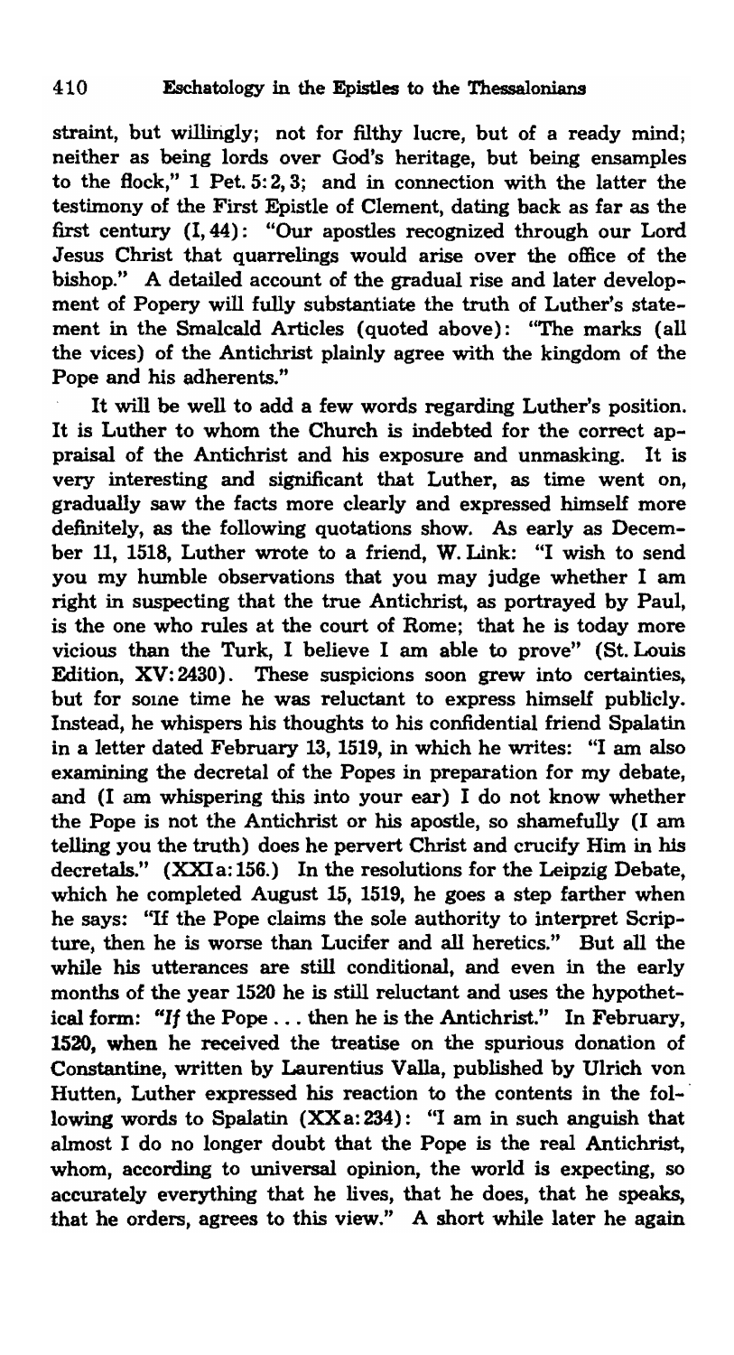straint, but willingly; not for filthy lucre, but of a ready mind; neither as being lords over God's heritage, but being ensamples to the flock," 1 Pet. 5:2, 3; and in connection with the latter the testimony of the First Epistle of Clement, dating back as far as the first century (I, 44): "Our apostles recognized through our Lord Jesus Christ that quarrelings would arise over the office of the bishop." A detailed account of the gradual rise and later development of Popery will fully substantiate the truth of Luther's statement in the Smalcald Articles (quoted above): "The marks (all the vices) of the Antichrist plainly agree with the kingdom of the Pope and his adherents."

It will be well to add a few words regarding Luther's position. It is Luther to whom the Church is indebted for the correct appraisal of the Antichrist and his exposure and unmasking. It is very interesting and significant that Luther, as time went on, gradually saw the facts more clearly and expressed himself more definitely, as the following quotations show. As early as December 11, 1518, Luther wrote to a friend, W. Link: "I wish to send you my humble observations that you may judge whether I am right in suspecting that the true Antichrist, as portrayed by Paul, is the one who rules at the court of Rome; that he is today more vicious than the Turk, I believe I am able to prove" (St. Louis Edition, XV: 2430). These suspicions soon grew into certainties, but for some time he was reluctant to express himself publicly. Instead, he whispers his thoughts to his confidential friend Spalatin in a letter dated February 13, 1519, in which he writes: "I am also examining the decretal of the Popes in preparation for my debate, and (I am whispering this into your ear) I do not know whether the Pope is not the Antichrist or his apostle, so shamefully (I am telling you the truth) does he pervert Christ and crucify Him in his decretals." (XXIa: 156.) In the resolutions for the Leipzig Debate, which he completed August 15, 1519, he goes a step farther when he says: "If the Pope claims the sole authority to interpret Scripture, then he is worse than Lucifer and all heretics." But all the while his utterances are still conditional, and even in the early months of the year 1520 he is still reluctant and uses the hypothetical form: "*If* the Pope . . . then he is the Antichrist." In February, 1520, when he received the treatise on the spurious donation of Constantine, written by Laurentius Valla, published by Ulrich von Hutten, Luther expressed his reaction to the contents in the following words to Spalatin (XXa: 234): "I am in such anguish that almost I do no longer doubt that the Pope is the real Antichrist, whom, according to universal opinion, the world is expecting, so accurately everything that he lives, that he does, that he speaks, that he orders, agrees to this view." A short while later he again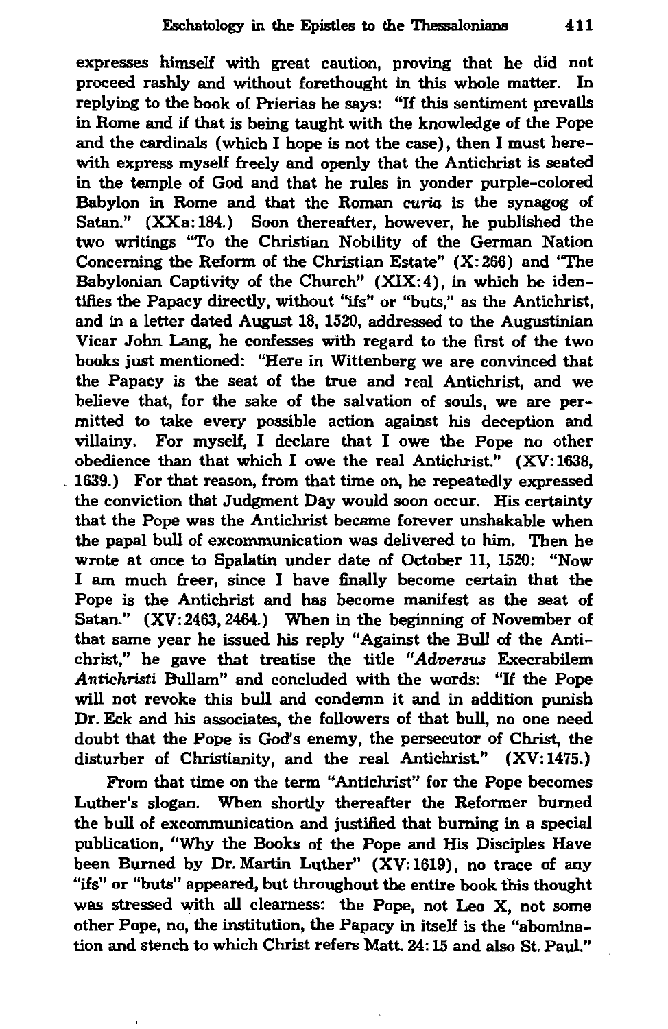expresses himself with great caution, proving that he did not proceed rashly and without forethought in this whole matter. In replying to the book of Prierias he says: "If this sentiment prevails in Rome and if that is being taught with the knowledge of the Pope and the cardinals (which I hope is not the case), then I must herewith express myself freely and openly that the Antichrist is seated in the temple of God and that he rules in yonder purple-colored Babylon in Rome and that the Roman *curia* is the synagog of Satan." (XXa: 184.) Soon thereafter, however, he published the two writings "To the Christian Nobility of the German Nation Concerning the Reform of the Christian Estate" (X: 266) and "The Babylonian Captivity of the Church" (XIX: 4), in which he identifies the Papacy directly, without "ifs" or "buts," as the Antichrist, and in a letter dated August 18, 1520, addressed to the Augustinian Vicar John Lang, he confesses with regard to the first of the two books just mentioned: "Here in Wittenberg we are convinced that the Papacy is the seat of the true and real Antichrist, and we believe that, for the sake of the salvation of souls, we are permitted to take every possible action against his deception and villainy. For myself, I declare that I owe the Pope no other obedience than that which I owe the real Antichrist." (XV: 1638, 1639.) For that reason, from that time on, he repeatedly expressed the conviction that Judgment Day would soon occur. His certainty that the Pope was the Antichrist became forever unshakable when the papal bull of excommunication was delivered to him. Then he wrote at once to Spalatin under date of October 11, 1520: "Now I am much freer, since I have finally become certain that the Pope is the Antichrist and has become manifest as the seat of Satan." (XV: 2463, 2464.) When in the beginning of November of that same year he issued his reply "Against the Bull of the Antichrist," he gave that treatise the title "*Adversus* Execrabilem *Antichristi* Bullam" and concluded with the words: "If the Pope will not revoke this bull and condemn it and in addition punish Dr. Eck and his associates, the followers of that bull, no one need doubt that the Pope is God's enemy, the persecutor of Christ, the disturber of Christianity, and the real Antichrist." (XV: 1475.)

From that time on the term "Antichrist" for the Pope becomes Luther's slogan. When shortly thereafter the Reformer burned the bull of excommunication and justified that burning in a special publication, "Why the Books of the Pope and His Disciples Have been Burned by Dr. Martin Luther" (XV: 1619), no trace of any "ifs" or "buts" appeared, but throughout the entire book this thought was stressed with all clearness: the Pope, not Leo X, not some other Pope, no, the institution, the Papacy in itself is the "abomination and stench to which Christ refers Matt. 24: 15 and also St. Paul."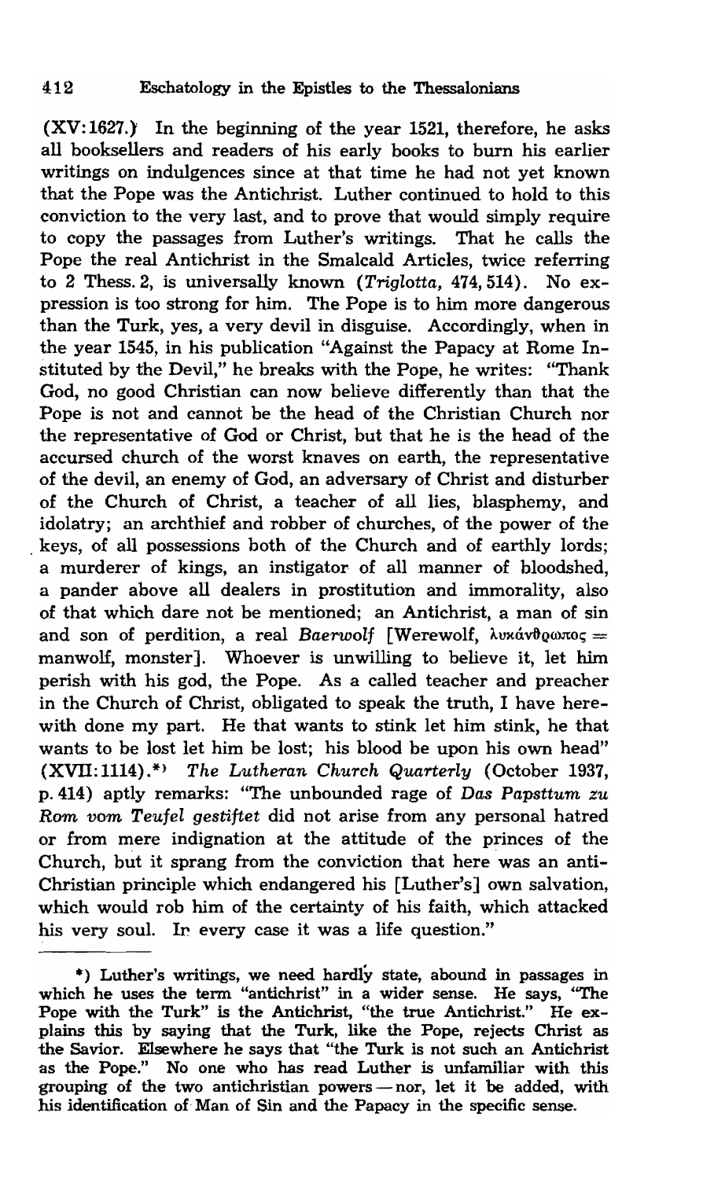(XV:1627.) In the beginning of the year 1521, therefore, he asks all booksellers and readers of his early books to burn his earlier writings on indulgences since at that time he had not yet known that the Pope was the Antichrist. Luther continued to hold to this conviction to the very last, and to prove that would simply require to copy the passages from Luther's writings. That he calls the Pope the real Antichrist in the Smalcald Articles, twice referring to 2 Thess. 2, is universally known (*Triglotta,* 474, 514). No expression is too strong for him. The Pope is to him more dangerous than the Turk, yes, a very devil in disguise. Accordingly, when in the year 1545, in his publication "Against the Papacy at Rome Instituted by the Devil," he breaks with the Pope, he writes: "Thank God, no good Christian can now believe differently than that the Pope is not and cannot be the head of the Christian Church nor the representative of God or Christ, but that he is the head of the accursed church of the worst knaves on earth, the representative of the devil, an enemy of God, an adversary of Christ and disturber of the Church of Christ, a teacher of all lies, blasphemy, and idolatry; an archthief and robber of churches, of the power of the keys, of all possessions both of the Church and of earthly lords; a murderer of kings, an instigator of all manner of bloodshed, a pander above all dealers in prostitution and immorality, also of that which dare not be mentioned; an Antichrist, a man of sin and son of perdition, a real *Baerwolf* [Werewolf, λυκάνθρωπος = manwolf, monster]. Whoever is unwilling to believe it, let him perish with his god, the Pope. As a called teacher and preacher in the Church of Christ, obligated to speak the truth, I have herewith done my part. He that wants to stink let him stink, he that wants to be lost let him be lost; his blood be upon his own head" (XVII:1114).*) *The Lutheran Church Quarterly* (October 1937, p. 414) aptly remarks: "The unbounded rage of *Das Papsttum zu Rom vom Teufel gestiftet* did not arise from any personal hatred or from mere indignation at the attitude of the princes of the Church, but it sprang from the conviction that here was an anti-Christian principle which endangered his [Luther's] own salvation, which would rob him of the certainty of his faith, which attacked his very soul. In every case it was a life question."

---

*) Luther's writings, we need hardly state, abound in passages in which he uses the term "antichrist" in a wider sense. He says, "The Pope with the Turk" is the Antichrist, "the true Antichrist." He explains this by saying that the Turk, like the Pope, rejects Christ as the Savior. Elsewhere he says that "the Turk is not such an Antichrist as the Pope." No one who has read Luther is unfamiliar with this grouping of the two antichristian powers — nor, let it be added, with his identification of Man of Sin and the Papacy in the specific sense.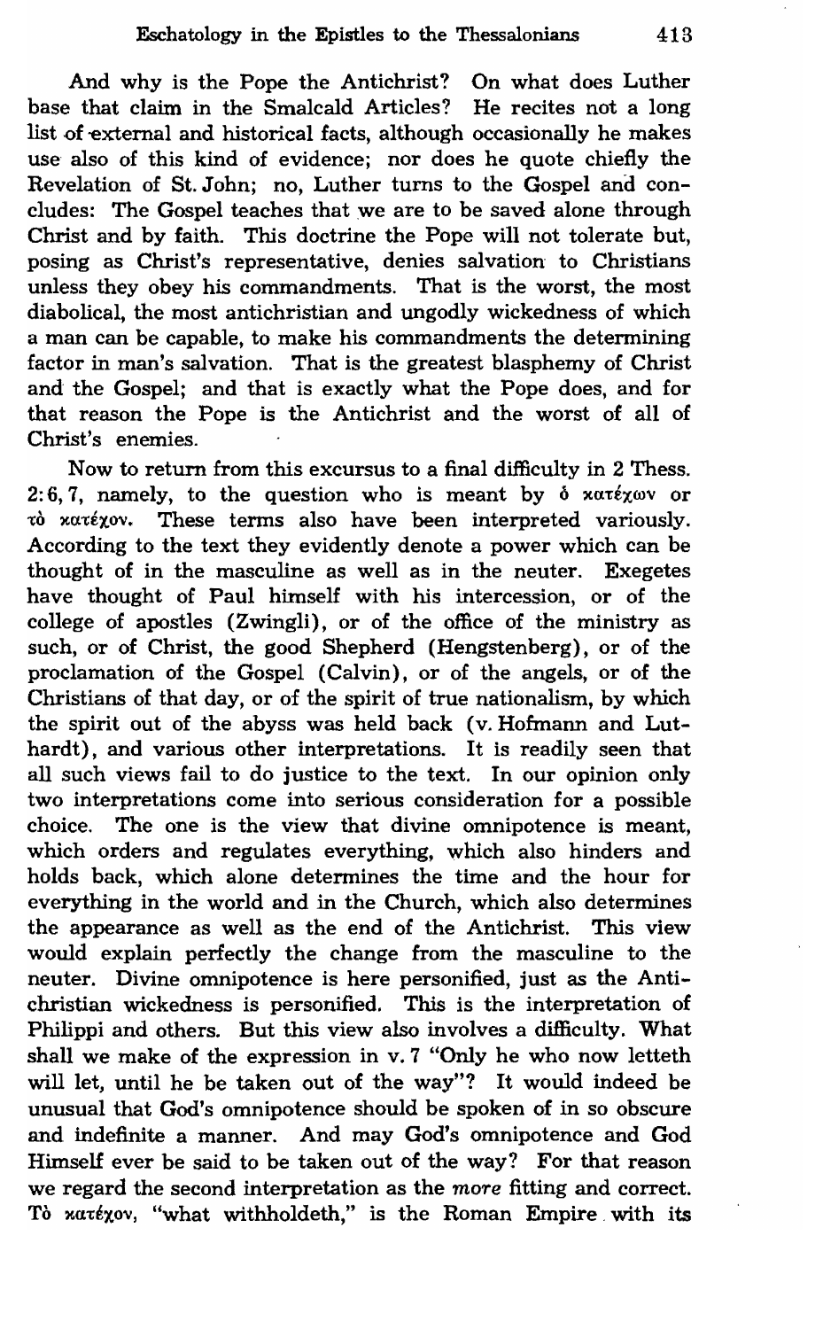And why is the Pope the Antichrist? On what does Luther base that claim in the Smalcald Articles? He recites not a long list of external and historical facts, although occasionally he makes use also of this kind of evidence; nor does he quote chiefly the Revelation of St. John; no, Luther turns to the Gospel and concludes: The Gospel teaches that we are to be saved alone through Christ and by faith. This doctrine the Pope will not tolerate but, posing as Christ's representative, denies salvation to Christians unless they obey his commandments. That is the worst, the most diabolical, the most antichristian and ungodly wickedness of which a man can be capable, to make his commandments the determining factor in man's salvation. That is the greatest blasphemy of Christ and the Gospel; and that is exactly what the Pope does, and for that reason the Pope is the Antichrist and the worst of all of Christ's enemies.

Now to return from this excursus to a final difficulty in 2 Thess. 2:6, 7, namely, to the question who is meant by ὁ κατέχων or τὸ κατέχον. These terms also have been interpreted variously. According to the text they evidently denote a power which can be thought of in the masculine as well as in the neuter. Exegetes have thought of Paul himself with his intercession, or of the college of apostles (Zwingli), or of the office of the ministry as such, or of Christ, the good Shepherd (Hengstenberg), or of the proclamation of the Gospel (Calvin), or of the angels, or of the Christians of that day, or of the spirit of true nationalism, by which the spirit out of the abyss was held back (v. Hofmann and Luthardt), and various other interpretations. It is readily seen that all such views fail to do justice to the text. In our opinion only two interpretations come into serious consideration for a possible choice. The one is the view that divine omnipotence is meant, which orders and regulates everything, which also hinders and holds back, which alone determines the time and the hour for everything in the world and in the Church, which also determines the appearance as well as the end of the Antichrist. This view would explain perfectly the change from the masculine to the neuter. Divine omnipotence is here personified, just as the Antichristian wickedness is personified. This is the interpretation of Philippi and others. But this view also involves a difficulty. What shall we make of the expression in v. 7 "Only he who now letteth will let, until he be taken out of the way"? It would indeed be unusual that God's omnipotence should be spoken of in so obscure and indefinite a manner. And may God's omnipotence and God Himself ever be said to be taken out of the way? For that reason we regard the second interpretation as the *more* fitting and correct. Τὸ κατέχον, "what withholdeth," is the Roman Empire with its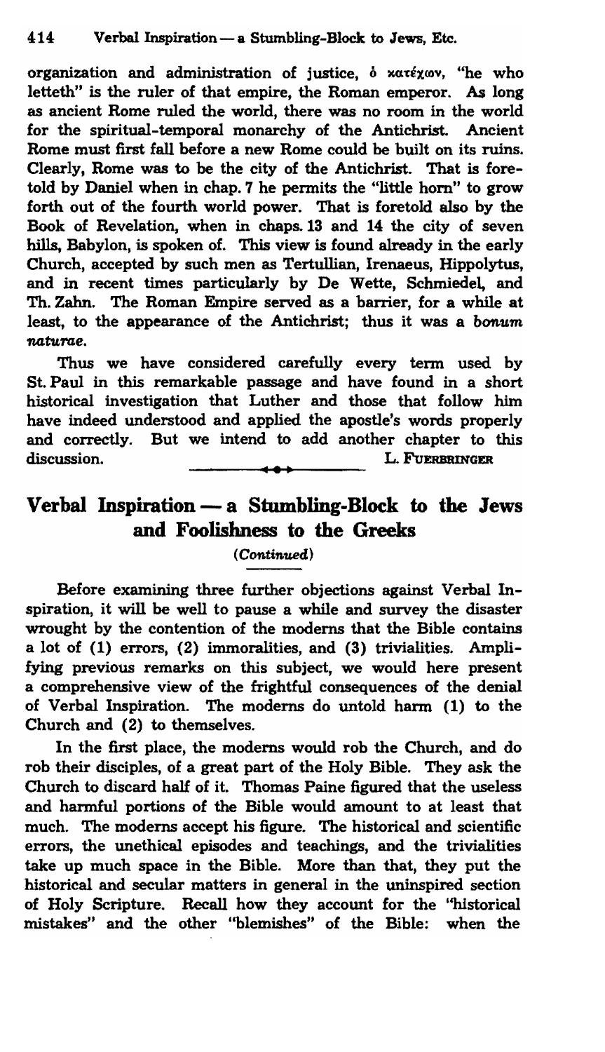organization and administration of justice, ὁ κατέχων, "he who letteth" is the ruler of that empire, the Roman emperor. As long as ancient Rome ruled the world, there was no room in the world for the spiritual-temporal monarchy of the Antichrist. Ancient Rome must first fall before a new Rome could be built on its ruins. Clearly, Rome was to be the city of the Antichrist. That is foretold by Daniel when in chap. 7 he permits the "little horn" to grow forth out of the fourth world power. That is foretold also by the Book of Revelation, when in chaps. 13 and 14 the city of seven hills, Babylon, is spoken of. This view is found already in the early Church, accepted by such men as Tertullian, Irenaeus, Hippolytus, and in recent times particularly by De Wette, Schmiedel, and Th. Zahn. The Roman Empire served as a barrier, for a while at least, to the appearance of the Antichrist; thus it was a *bonum naturae*.

Thus we have considered carefully every term used by St. Paul in this remarkable passage and have found in a short historical investigation that Luther and those that follow him have indeed understood and applied the apostle's words properly and correctly. But we intend to add another chapter to this discussion.

L. FUERBRINGER

# Verbal Inspiration — a Stumbling-Block to the Jews and Foolishness to the Greeks

*(Continued)*

Before examining three further objections against Verbal Inspiration, it will be well to pause a while and survey the disaster wrought by the contention of the moderns that the Bible contains a lot of (1) errors, (2) immoralities, and (3) trivialities. Amplifying previous remarks on this subject, we would here present a comprehensive view of the frightful consequences of the denial of Verbal Inspiration. The moderns do untold harm (1) to the Church and (2) to themselves.

In the first place, the moderns would rob the Church, and do rob their disciples, of a great part of the Holy Bible. They ask the Church to discard half of it. Thomas Paine figured that the useless and harmful portions of the Bible would amount to at least that much. The moderns accept his figure. The historical and scientific errors, the unethical episodes and teachings, and the trivialities take up much space in the Bible. More than that, they put the historical and secular matters in general in the uninspired section of Holy Scripture. Recall how they account for the "historical mistakes" and the other "blemishes" of the Bible: when the